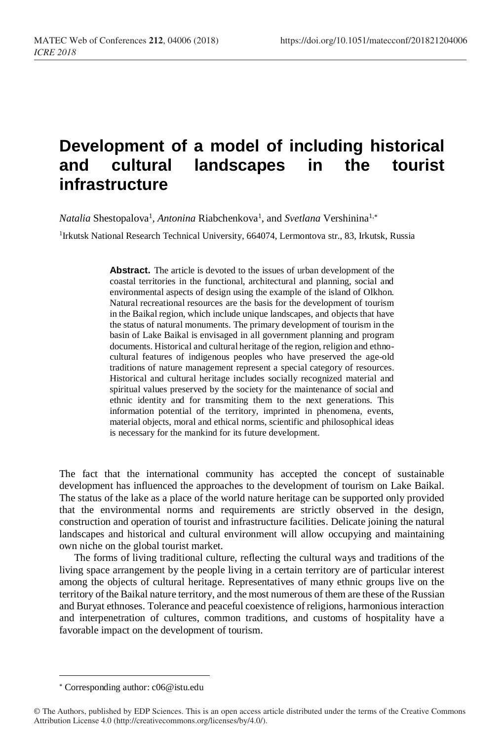# Development of a model of including historical and cultural landscapes in the tourist infrastructure

*Natalia* Shestopalova[1], *Antonina* Riabchenkova[1], and *Svetlana* Vershinina[1,*]

[1]Irkutsk National Research Technical University, 664074, Lermontova str., 83, Irkutsk, Russia

**Abstract.** The article is devoted to the issues of urban development of the coastal territories in the functional, architectural and planning, social and environmental aspects of design using the example of the island of Olkhon. Natural recreational resources are the basis for the development of tourism in the Baikal region, which include unique landscapes, and objects that have the status of natural monuments. The primary development of tourism in the basin of Lake Baikal is envisaged in all government planning and program documents. Historical and cultural heritage of the region, religion and ethno-cultural features of indigenous peoples who have preserved the age-old traditions of nature management represent a special category of resources. Historical and cultural heritage includes socially recognized material and spiritual values preserved by the society for the maintenance of social and ethnic identity and for transmiting them to the next generations. This information potential of the territory, imprinted in phenomena, events, material objects, moral and ethical norms, scientific and philosophical ideas is necessary for the mankind for its future development.

The fact that the international community has accepted the concept of sustainable development has influenced the approaches to the development of tourism on Lake Baikal. The status of the lake as a place of the world nature heritage can be supported only provided that the environmental norms and requirements are strictly observed in the design, construction and operation of tourist and infrastructure facilities. Delicate joining the natural landscapes and historical and cultural environment will allow occupying and maintaining own niche on the global tourist market.

The forms of living traditional culture, reflecting the cultural ways and traditions of the living space arrangement by the people living in a certain territory are of particular interest among the objects of cultural heritage. Representatives of many ethnic groups live on the territory of the Baikal nature territory, and the most numerous of them are these of the Russian and Buryat ethnoses. Tolerance and peaceful coexistence of religions, harmonious interaction and interpenetration of cultures, common traditions, and customs of hospitality have a favorable impact on the development of tourism.

[*] Corresponding author: c06@istu.edu

© The Authors, published by EDP Sciences. This is an open access article distributed under the terms of the Creative Commons Attribution License 4.0 (http://creativecommons.org/licenses/by/4.0/).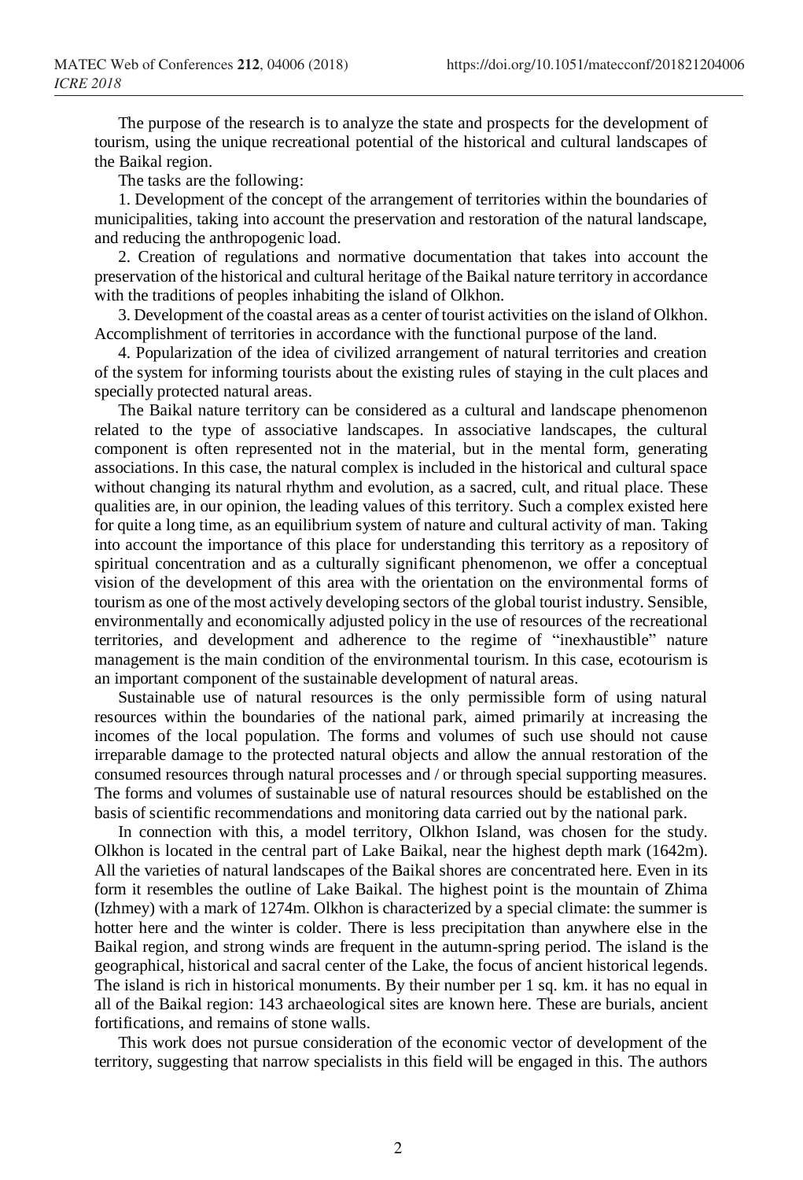The purpose of the research is to analyze the state and prospects for the development of tourism, using the unique recreational potential of the historical and cultural landscapes of the Baikal region.

The tasks are the following:

1. Development of the concept of the arrangement of territories within the boundaries of municipalities, taking into account the preservation and restoration of the natural landscape, and reducing the anthropogenic load.

2. Creation of regulations and normative documentation that takes into account the preservation of the historical and cultural heritage of the Baikal nature territory in accordance with the traditions of peoples inhabiting the island of Olkhon.

3. Development of the coastal areas as a center of tourist activities on the island of Olkhon. Accomplishment of territories in accordance with the functional purpose of the land.

4. Popularization of the idea of civilized arrangement of natural territories and creation of the system for informing tourists about the existing rules of staying in the cult places and specially protected natural areas.

The Baikal nature territory can be considered as a cultural and landscape phenomenon related to the type of associative landscapes. In associative landscapes, the cultural component is often represented not in the material, but in the mental form, generating associations. In this case, the natural complex is included in the historical and cultural space without changing its natural rhythm and evolution, as a sacred, cult, and ritual place. These qualities are, in our opinion, the leading values of this territory. Such a complex existed here for quite a long time, as an equilibrium system of nature and cultural activity of man. Taking into account the importance of this place for understanding this territory as a repository of spiritual concentration and as a culturally significant phenomenon, we offer a conceptual vision of the development of this area with the orientation on the environmental forms of tourism as one of the most actively developing sectors of the global tourist industry. Sensible, environmentally and economically adjusted policy in the use of resources of the recreational territories, and development and adherence to the regime of "inexhaustible" nature management is the main condition of the environmental tourism. In this case, ecotourism is an important component of the sustainable development of natural areas.

Sustainable use of natural resources is the only permissible form of using natural resources within the boundaries of the national park, aimed primarily at increasing the incomes of the local population. The forms and volumes of such use should not cause irreparable damage to the protected natural objects and allow the annual restoration of the consumed resources through natural processes and / or through special supporting measures. The forms and volumes of sustainable use of natural resources should be established on the basis of scientific recommendations and monitoring data carried out by the national park.

In connection with this, a model territory, Olkhon Island, was chosen for the study. Olkhon is located in the central part of Lake Baikal, near the highest depth mark (1642m). All the varieties of natural landscapes of the Baikal shores are concentrated here. Even in its form it resembles the outline of Lake Baikal. The highest point is the mountain of Zhima (Izhmey) with a mark of 1274m. Olkhon is characterized by a special climate: the summer is hotter here and the winter is colder. There is less precipitation than anywhere else in the Baikal region, and strong winds are frequent in the autumn-spring period. The island is the geographical, historical and sacral center of the Lake, the focus of ancient historical legends. The island is rich in historical monuments. By their number per 1 sq. km. it has no equal in all of the Baikal region: 143 archaeological sites are known here. These are burials, ancient fortifications, and remains of stone walls.

This work does not pursue consideration of the economic vector of development of the territory, suggesting that narrow specialists in this field will be engaged in this. The authors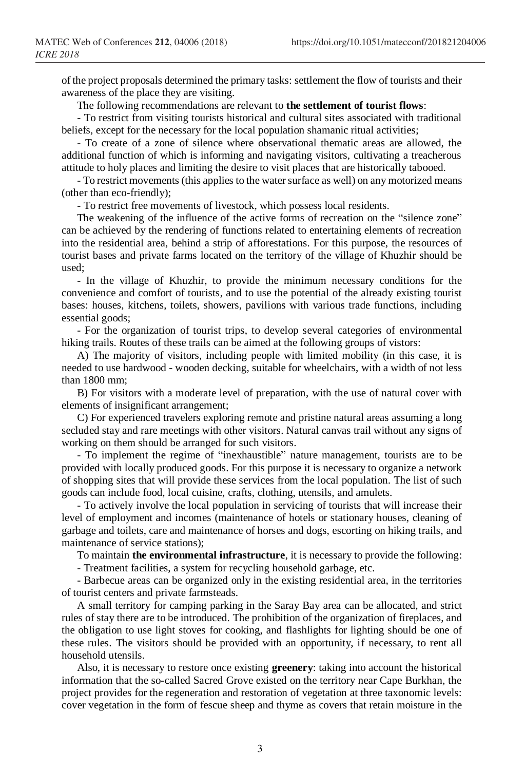of the project proposals determined the primary tasks: settlement the flow of tourists and their awareness of the place they are visiting.

The following recommendations are relevant to **the settlement of tourist flows**:

- To restrict from visiting tourists historical and cultural sites associated with traditional beliefs, except for the necessary for the local population shamanic ritual activities;

- To create of a zone of silence where observational thematic areas are allowed, the additional function of which is informing and navigating visitors, cultivating a treacherous attitude to holy places and limiting the desire to visit places that are historically tabooed.

- To restrict movements (this applies to the water surface as well) on any motorized means (other than eco-friendly);

- To restrict free movements of livestock, which possess local residents.

The weakening of the influence of the active forms of recreation on the "silence zone" can be achieved by the rendering of functions related to entertaining elements of recreation into the residential area, behind a strip of afforestations. For this purpose, the resources of tourist bases and private farms located on the territory of the village of Khuzhir should be used;

- In the village of Khuzhir, to provide the minimum necessary conditions for the convenience and comfort of tourists, and to use the potential of the already existing tourist bases: houses, kitchens, toilets, showers, pavilions with various trade functions, including essential goods;

- For the organization of tourist trips, to develop several categories of environmental hiking trails. Routes of these trails can be aimed at the following groups of vistors:

A) The majority of visitors, including people with limited mobility (in this case, it is needed to use hardwood - wooden decking, suitable for wheelchairs, with a width of not less than 1800 mm;

B) For visitors with a moderate level of preparation, with the use of natural cover with elements of insignificant arrangement;

C) For experienced travelers exploring remote and pristine natural areas assuming a long secluded stay and rare meetings with other visitors. Natural canvas trail without any signs of working on them should be arranged for such visitors.

- To implement the regime of "inexhaustible" nature management, tourists are to be provided with locally produced goods. For this purpose it is necessary to organize a network of shopping sites that will provide these services from the local population. The list of such goods can include food, local cuisine, crafts, clothing, utensils, and amulets.

- To actively involve the local population in servicing of tourists that will increase their level of employment and incomes (maintenance of hotels or stationary houses, cleaning of garbage and toilets, care and maintenance of horses and dogs, escorting on hiking trails, and maintenance of service stations);

To maintain **the environmental infrastructure**, it is necessary to provide the following:

- Treatment facilities, a system for recycling household garbage, etc.

- Barbecue areas can be organized only in the existing residential area, in the territories of tourist centers and private farmsteads.

A small territory for camping parking in the Saray Bay area can be allocated, and strict rules of stay there are to be introduced. The prohibition of the organization of fireplaces, and the obligation to use light stoves for cooking, and flashlights for lighting should be one of these rules. The visitors should be provided with an opportunity, if necessary, to rent all household utensils.

Also, it is necessary to restore once existing **greenery**: taking into account the historical information that the so-called Sacred Grove existed on the territory near Cape Burkhan, the project provides for the regeneration and restoration of vegetation at three taxonomic levels: cover vegetation in the form of fescue sheep and thyme as covers that retain moisture in the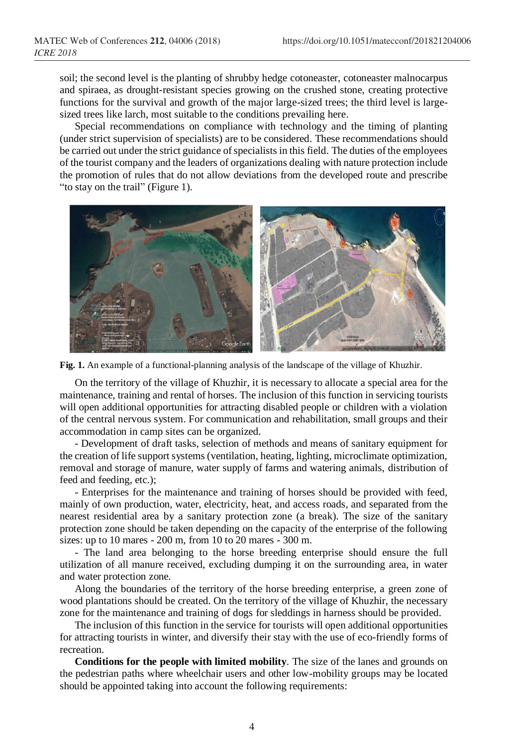soil; the second level is the planting of shrubby hedge cotoneaster, cotoneaster malnocarpus and spiraea, as drought-resistant species growing on the crushed stone, creating protective functions for the survival and growth of the major large-sized trees; the third level is large-sized trees like larch, most suitable to the conditions prevailing here.

Special recommendations on compliance with technology and the timing of planting (under strict supervision of specialists) are to be considered. These recommendations should be carried out under the strict guidance of specialists in this field. The duties of the employees of the tourist company and the leaders of organizations dealing with nature protection include the promotion of rules that do not allow deviations from the developed route and prescribe "to stay on the trail" (Figure 1).

**Fig. 1.** An example of a functional-planning analysis of the landscape of the village of Khuzhir.

On the territory of the village of Khuzhir, it is necessary to allocate a special area for the maintenance, training and rental of horses. The inclusion of this function in servicing tourists will open additional opportunities for attracting disabled people or children with a violation of the central nervous system. For communication and rehabilitation, small groups and their accommodation in camp sites can be organized.

- Development of draft tasks, selection of methods and means of sanitary equipment for the creation of life support systems (ventilation, heating, lighting, microclimate optimization, removal and storage of manure, water supply of farms and watering animals, distribution of feed and feeding, etc.);

- Enterprises for the maintenance and training of horses should be provided with feed, mainly of own production, water, electricity, heat, and access roads, and separated from the nearest residential area by a sanitary protection zone (a break). The size of the sanitary protection zone should be taken depending on the capacity of the enterprise of the following sizes: up to 10 mares - 200 m, from 10 to 20 mares - 300 m.

- The land area belonging to the horse breeding enterprise should ensure the full utilization of all manure received, excluding dumping it on the surrounding area, in water and water protection zone.

Along the boundaries of the territory of the horse breeding enterprise, a green zone of wood plantations should be created. On the territory of the village of Khuzhir, the necessary zone for the maintenance and training of dogs for sleddings in harness should be provided.

The inclusion of this function in the service for tourists will open additional opportunities for attracting tourists in winter, and diversify their stay with the use of eco-friendly forms of recreation.

**Conditions for the people with limited mobility**. The size of the lanes and grounds on the pedestrian paths where wheelchair users and other low-mobility groups may be located should be appointed taking into account the following requirements: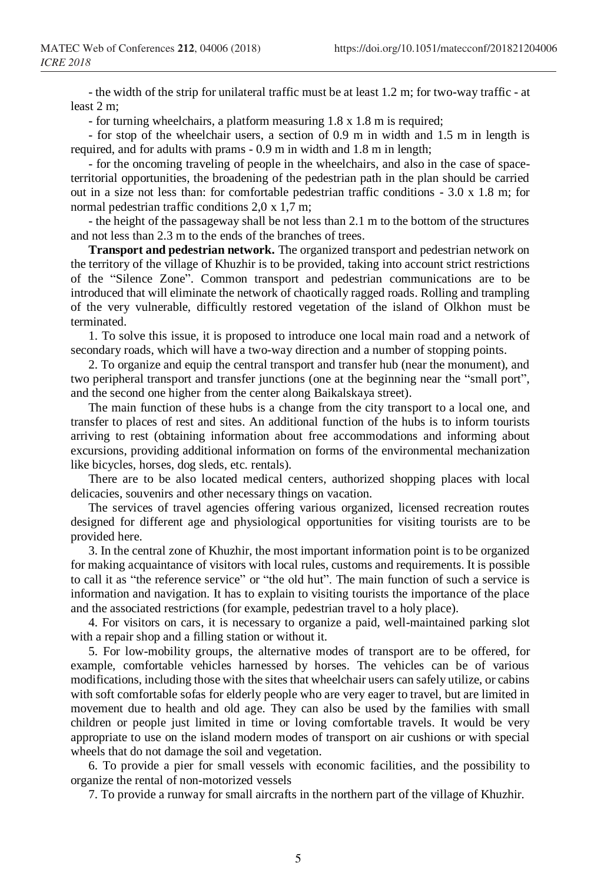- the width of the strip for unilateral traffic must be at least 1.2 m; for two-way traffic - at least 2 m;

- for turning wheelchairs, a platform measuring 1.8 x 1.8 m is required;

- for stop of the wheelchair users, a section of 0.9 m in width and 1.5 m in length is required, and for adults with prams - 0.9 m in width and 1.8 m in length;

- for the oncoming traveling of people in the wheelchairs, and also in the case of space-territorial opportunities, the broadening of the pedestrian path in the plan should be carried out in a size not less than: for comfortable pedestrian traffic conditions - 3.0 x 1.8 m; for normal pedestrian traffic conditions 2,0 x 1,7 m;

- the height of the passageway shall be not less than 2.1 m to the bottom of the structures and not less than 2.3 m to the ends of the branches of trees.

**Transport and pedestrian network.** The organized transport and pedestrian network on the territory of the village of Khuzhir is to be provided, taking into account strict restrictions of the "Silence Zone". Common transport and pedestrian communications are to be introduced that will eliminate the network of chaotically ragged roads. Rolling and trampling of the very vulnerable, difficultly restored vegetation of the island of Olkhon must be terminated.

1. To solve this issue, it is proposed to introduce one local main road and a network of secondary roads, which will have a two-way direction and a number of stopping points.

2. To organize and equip the central transport and transfer hub (near the monument), and two peripheral transport and transfer junctions (one at the beginning near the "small port", and the second one higher from the center along Baikalskaya street).

The main function of these hubs is a change from the city transport to a local one, and transfer to places of rest and sites. An additional function of the hubs is to inform tourists arriving to rest (obtaining information about free accommodations and informing about excursions, providing additional information on forms of the environmental mechanization like bicycles, horses, dog sleds, etc. rentals).

There are to be also located medical centers, authorized shopping places with local delicacies, souvenirs and other necessary things on vacation.

The services of travel agencies offering various organized, licensed recreation routes designed for different age and physiological opportunities for visiting tourists are to be provided here.

3. In the central zone of Khuzhir, the most important information point is to be organized for making acquaintance of visitors with local rules, customs and requirements. It is possible to call it as "the reference service" or "the old hut". The main function of such a service is information and navigation. It has to explain to visiting tourists the importance of the place and the associated restrictions (for example, pedestrian travel to a holy place).

4. For visitors on cars, it is necessary to organize a paid, well-maintained parking slot with a repair shop and a filling station or without it.

5. For low-mobility groups, the alternative modes of transport are to be offered, for example, comfortable vehicles harnessed by horses. The vehicles can be of various modifications, including those with the sites that wheelchair users can safely utilize, or cabins with soft comfortable sofas for elderly people who are very eager to travel, but are limited in movement due to health and old age. They can also be used by the families with small children or people just limited in time or loving comfortable travels. It would be very appropriate to use on the island modern modes of transport on air cushions or with special wheels that do not damage the soil and vegetation.

6. To provide a pier for small vessels with economic facilities, and the possibility to organize the rental of non-motorized vessels

7. To provide a runway for small aircrafts in the northern part of the village of Khuzhir.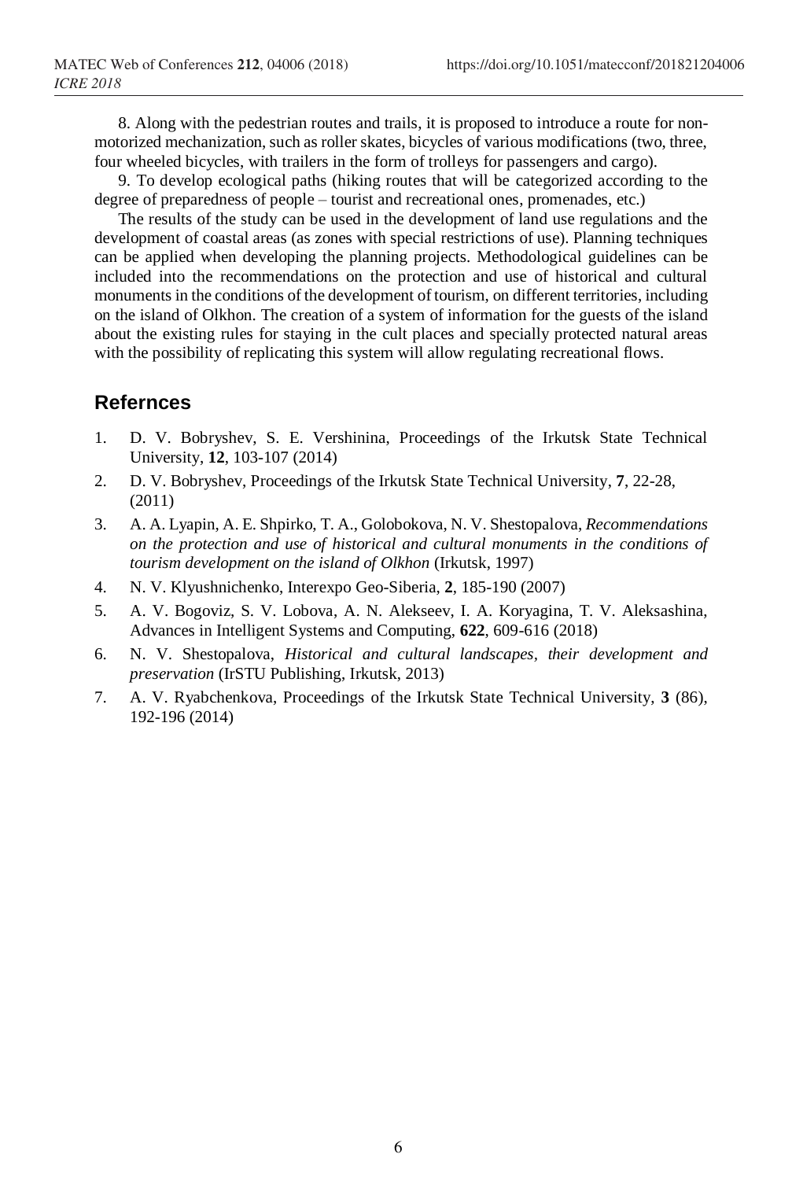8. Along with the pedestrian routes and trails, it is proposed to introduce a route for non-motorized mechanization, such as roller skates, bicycles of various modifications (two, three, four wheeled bicycles, with trailers in the form of trolleys for passengers and cargo).

9. To develop ecological paths (hiking routes that will be categorized according to the degree of preparedness of people – tourist and recreational ones, promenades, etc.)

The results of the study can be used in the development of land use regulations and the development of coastal areas (as zones with special restrictions of use). Planning techniques can be applied when developing the planning projects. Methodological guidelines can be included into the recommendations on the protection and use of historical and cultural monuments in the conditions of the development of tourism, on different territories, including on the island of Olkhon. The creation of a system of information for the guests of the island about the existing rules for staying in the cult places and specially protected natural areas with the possibility of replicating this system will allow regulating recreational flows.

## Refernces

1. D. V. Bobryshev, S. E. Vershinina, Proceedings of the Irkutsk State Technical University, **12**, 103-107 (2014)
2. D. V. Bobryshev, Proceedings of the Irkutsk State Technical University, **7**, 22-28, (2011)
3. A. A. Lyapin, A. E. Shpirko, T. A., Golobokova, N. V. Shestopalova, *Recommendations on the protection and use of historical and cultural monuments in the conditions of tourism development on the island of Olkhon* (Irkutsk, 1997)
4. N. V. Klyushnichenko, Interexpo Geo-Siberia, **2**, 185-190 (2007)
5. A. V. Bogoviz, S. V. Lobova, A. N. Alekseev, I. A. Koryagina, T. V. Aleksashina, Advances in Intelligent Systems and Computing, **622**, 609-616 (2018)
6. N. V. Shestopalova, *Historical and cultural landscapes, their development and preservation* (IrSTU Publishing, Irkutsk, 2013)
7. A. V. Ryabchenkova, Proceedings of the Irkutsk State Technical University, **3** (86), 192-196 (2014)